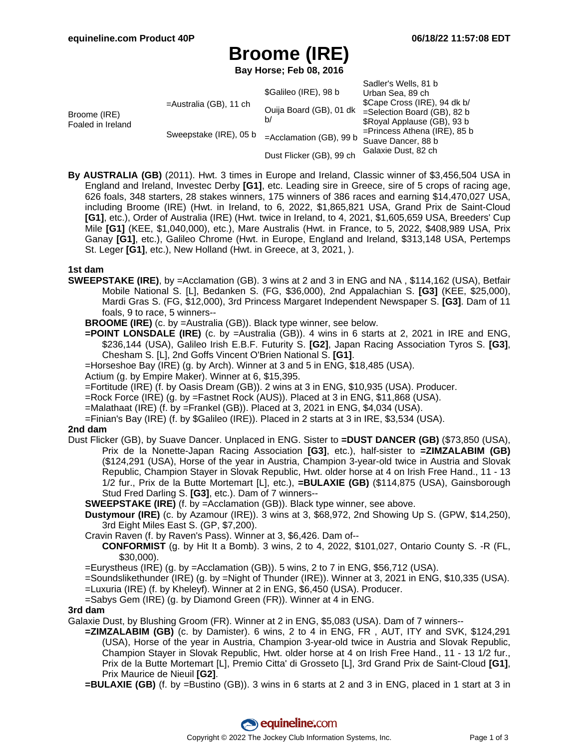# Broome (IRE)

**Bay Horse; Feb 08, 2016**

| | | | |
|---|---|---|---|
| Broome (IRE) Foaled in Ireland | =Australia (GB), 11 ch | $Galileo (IRE), 98 b | Sadler's Wells, 81 b |
| | | | Urban Sea, 89 ch |
| | | Ouija Board (GB), 01 dk b/ | $Cape Cross (IRE), 94 dk b/ |
| | | | =Selection Board (GB), 82 b |
| | Sweepstake (IRE), 05 b | =Acclamation (GB), 99 b | $Royal Applause (GB), 93 b |
| | | | =Princess Athena (IRE), 85 b |
| | | Dust Flicker (GB), 99 ch | Suave Dancer, 88 b |
| | | | Galaxie Dust, 82 ch |

**By AUSTRALIA (GB)** (2011). Hwt. 3 times in Europe and Ireland, Classic winner of $3,456,504 USA in England and Ireland, Investec Derby **[G1]**, etc. Leading sire in Greece, sire of 5 crops of racing age, 626 foals, 348 starters, 28 stakes winners, 175 winners of 386 races and earning $14,470,027 USA, including Broome (IRE) (Hwt. in Ireland, to 6, 2022, $1,865,821 USA, Grand Prix de Saint-Cloud **[G1]**, etc.), Order of Australia (IRE) (Hwt. twice in Ireland, to 4, 2021, $1,605,659 USA, Breeders' Cup Mile **[G1]** (KEE, $1,040,000), etc.), Mare Australis (Hwt. in France, to 5, 2022, $408,989 USA, Prix Ganay **[G1]**, etc.), Galileo Chrome (Hwt. in Europe, England and Ireland, $313,148 USA, Pertemps St. Leger **[G1]**, etc.), New Holland (Hwt. in Greece, at 3, 2021, ).

### 1st dam

**SWEEPSTAKE (IRE)**, by =Acclamation (GB). 3 wins at 2 and 3 in ENG and NA , $114,162 (USA), Betfair Mobile National S. [L], Bedanken S. (FG, $36,000), 2nd Appalachian S. **[G3]** (KEE, $25,000), Mardi Gras S. (FG, $12,000), 3rd Princess Margaret Independent Newspaper S. **[G3]**. Dam of 11 foals, 9 to race, 5 winners--

- **BROOME (IRE)** (c. by =Australia (GB)). Black type winner, see below.
- **=POINT LONSDALE (IRE)** (c. by =Australia (GB)). 4 wins in 6 starts at 2, 2021 in IRE and ENG, $236,144 (USA), Galileo Irish E.B.F. Futurity S. **[G2]**, Japan Racing Association Tyros S. **[G3]**, Chesham S. [L], 2nd Goffs Vincent O'Brien National S. **[G1]**.
- =Horseshoe Bay (IRE) (g. by Arch). Winner at 3 and 5 in ENG, $18,485 (USA).
- Actium (g. by Empire Maker). Winner at 6, $15,395.
- =Fortitude (IRE) (f. by Oasis Dream (GB)). 2 wins at 3 in ENG, $10,935 (USA). Producer.
- =Rock Force (IRE) (g. by =Fastnet Rock (AUS)). Placed at 3 in ENG, $11,868 (USA).
- =Malathaat (IRE) (f. by =Frankel (GB)). Placed at 3, 2021 in ENG, $4,034 (USA).
- =Finian's Bay (IRE) (f. by $Galileo (IRE)). Placed in 2 starts at 3 in IRE, $3,534 (USA).

### 2nd dam

Dust Flicker (GB), by Suave Dancer. Unplaced in ENG. Sister to **=DUST DANCER (GB)** ($73,850 (USA), Prix de la Nonette-Japan Racing Association **[G3]**, etc.), half-sister to **=ZIMZALABIM (GB)** ($124,291 (USA), Horse of the year in Austria, Champion 3-year-old twice in Austria and Slovak Republic, Champion Stayer in Slovak Republic, Hwt. older horse at 4 on Irish Free Hand., 11 - 13 1/2 fur., Prix de la Butte Mortemart [L], etc.), **=BULAXIE (GB)** ($114,875 (USA), Gainsborough Stud Fred Darling S. **[G3]**, etc.). Dam of 7 winners--

- **SWEEPSTAKE (IRE)** (f. by =Acclamation (GB)). Black type winner, see above.
- **Dustymour (IRE)** (c. by Azamour (IRE)). 3 wins at 3, $68,972, 2nd Showing Up S. (GPW, $14,250), 3rd Eight Miles East S. (GP, $7,200).
- Cravin Raven (f. by Raven's Pass). Winner at 3, $6,426. Dam of--
  - **CONFORMIST** (g. by Hit It a Bomb). 3 wins, 2 to 4, 2022, $101,027, Ontario County S. -R (FL, $30,000).
- =Eurystheus (IRE) (g. by =Acclamation (GB)). 5 wins, 2 to 7 in ENG, $56,712 (USA).
- =Soundslikethunder (IRE) (g. by =Night of Thunder (IRE)). Winner at 3, 2021 in ENG, $10,335 (USA).
- =Luxuria (IRE) (f. by Kheleyf). Winner at 2 in ENG, $6,450 (USA). Producer.
- =Sabys Gem (IRE) (g. by Diamond Green (FR)). Winner at 4 in ENG.

### 3rd dam

Galaxie Dust, by Blushing Groom (FR). Winner at 2 in ENG, $5,083 (USA). Dam of 7 winners--

- **=ZIMZALABIM (GB)** (c. by Damister). 6 wins, 2 to 4 in ENG, FR , AUT, ITY and SVK, $124,291 (USA), Horse of the year in Austria, Champion 3-year-old twice in Austria and Slovak Republic, Champion Stayer in Slovak Republic, Hwt. older horse at 4 on Irish Free Hand., 11 - 13 1/2 fur., Prix de la Butte Mortemart [L], Premio Citta' di Grosseto [L], 3rd Grand Prix de Saint-Cloud **[G1]**, Prix Maurice de Nieuil **[G2]**.
- **=BULAXIE (GB)** (f. by =Bustino (GB)). 3 wins in 6 starts at 2 and 3 in ENG, placed in 1 start at 3 in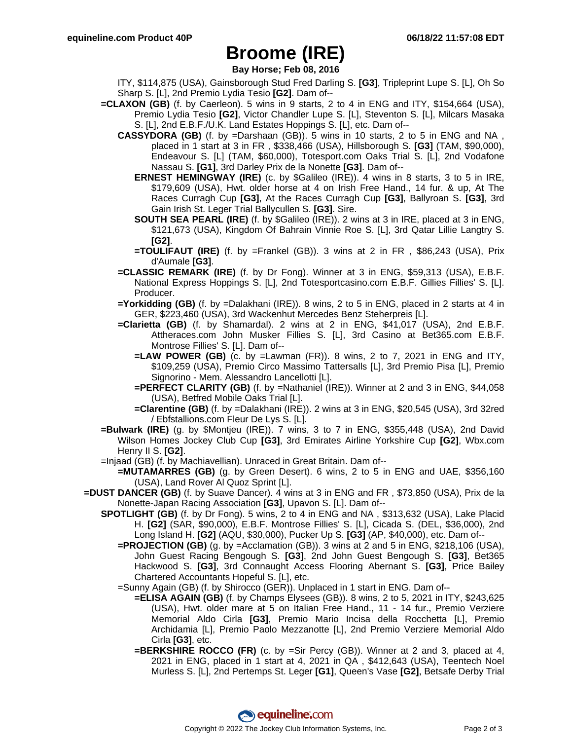# Broome (IRE)

**Bay Horse; Feb 08, 2016**

ITY, $114,875 (USA), Gainsborough Stud Fred Darling S. **[G3]**, Tripleprint Lupe S. [L], Oh So Sharp S. [L], 2nd Premio Lydia Tesio **[G2]**. Dam of--

**=CLAXON (GB)** (f. by Caerleon). 5 wins in 9 starts, 2 to 4 in ENG and ITY, $154,664 (USA), Premio Lydia Tesio **[G2]**, Victor Chandler Lupe S. [L], Steventon S. [L], Milcars Masaka S. [L], 2nd E.B.F./U.K. Land Estates Hoppings S. [L], etc. Dam of--

**CASSYDORA (GB)** (f. by =Darshaan (GB)). 5 wins in 10 starts, 2 to 5 in ENG and NA , placed in 1 start at 3 in FR , $338,466 (USA), Hillsborough S. **[G3]** (TAM, $90,000), Endeavour S. [L] (TAM, $60,000), Totesport.com Oaks Trial S. [L], 2nd Vodafone Nassau S. **[G1]**, 3rd Darley Prix de la Nonette **[G3]**. Dam of--

**ERNEST HEMINGWAY (IRE)** (c. by $Galileo (IRE)). 4 wins in 8 starts, 3 to 5 in IRE, $179,609 (USA), Hwt. older horse at 4 on Irish Free Hand., 14 fur. & up, At The Races Curragh Cup **[G3]**, At the Races Curragh Cup **[G3]**, Ballyroan S. **[G3]**, 3rd Gain Irish St. Leger Trial Ballycullen S. **[G3]**. Sire.

**SOUTH SEA PEARL (IRE)** (f. by $Galileo (IRE)). 2 wins at 3 in IRE, placed at 3 in ENG, $121,673 (USA), Kingdom Of Bahrain Vinnie Roe S. [L], 3rd Qatar Lillie Langtry S. **[G2]**.

**=TOULIFAUT (IRE)** (f. by =Frankel (GB)). 3 wins at 2 in FR , $86,243 (USA), Prix d'Aumale **[G3]**.

**=CLASSIC REMARK (IRE)** (f. by Dr Fong). Winner at 3 in ENG, $59,313 (USA), E.B.F. National Express Hoppings S. [L], 2nd Totesportcasino.com E.B.F. Gillies Fillies' S. [L]. Producer.

**=Yorkidding (GB)** (f. by =Dalakhani (IRE)). 8 wins, 2 to 5 in ENG, placed in 2 starts at 4 in GER, $223,460 (USA), 3rd Wackenhut Mercedes Benz Steherpreis [L].

**=Clarietta (GB)** (f. by Shamardal). 2 wins at 2 in ENG, $41,017 (USA), 2nd E.B.F. Attheraces.com John Musker Fillies S. [L], 3rd Casino at Bet365.com E.B.F. Montrose Fillies' S. [L]. Dam of--

**=LAW POWER (GB)** (c. by =Lawman (FR)). 8 wins, 2 to 7, 2021 in ENG and ITY, $109,259 (USA), Premio Circo Massimo Tattersalls [L], 3rd Premio Pisa [L], Premio Signorino - Mem. Alessandro Lancellotti [L].

**=PERFECT CLARITY (GB)** (f. by =Nathaniel (IRE)). Winner at 2 and 3 in ENG, $44,058 (USA), Betfred Mobile Oaks Trial [L].

**=Clarentine (GB)** (f. by =Dalakhani (IRE)). 2 wins at 3 in ENG, $20,545 (USA), 3rd 32red / Ebfstallions.com Fleur De Lys S. [L].

**=Bulwark (IRE)** (g. by $Montjeu (IRE)). 7 wins, 3 to 7 in ENG, $355,448 (USA), 2nd David Wilson Homes Jockey Club Cup **[G3]**, 3rd Emirates Airline Yorkshire Cup **[G2]**, Wbx.com Henry II S. **[G2]**.

=Injaad (GB) (f. by Machiavellian). Unraced in Great Britain. Dam of--

**=MUTAMARRES (GB)** (g. by Green Desert). 6 wins, 2 to 5 in ENG and UAE, $356,160 (USA), Land Rover Al Quoz Sprint [L].

**=DUST DANCER (GB)** (f. by Suave Dancer). 4 wins at 3 in ENG and FR , $73,850 (USA), Prix de la Nonette-Japan Racing Association **[G3]**, Upavon S. [L]. Dam of--

**SPOTLIGHT (GB)** (f. by Dr Fong). 5 wins, 2 to 4 in ENG and NA , $313,632 (USA), Lake Placid H. **[G2]** (SAR, $90,000), E.B.F. Montrose Fillies' S. [L], Cicada S. (DEL, $36,000), 2nd Long Island H. **[G2]** (AQU, $30,000), Pucker Up S. **[G3]** (AP, $40,000), etc. Dam of--

**=PROJECTION (GB)** (g. by =Acclamation (GB)). 3 wins at 2 and 5 in ENG, $218,106 (USA), John Guest Racing Bengough S. **[G3]**, 2nd John Guest Bengough S. **[G3]**, Bet365 Hackwood S. **[G3]**, 3rd Connaught Access Flooring Abernant S. **[G3]**, Price Bailey Chartered Accountants Hopeful S. [L], etc.

=Sunny Again (GB) (f. by Shirocco (GER)). Unplaced in 1 start in ENG. Dam of--

**=ELISA AGAIN (GB)** (f. by Champs Elysees (GB)). 8 wins, 2 to 5, 2021 in ITY, $243,625 (USA), Hwt. older mare at 5 on Italian Free Hand., 11 - 14 fur., Premio Verziere Memorial Aldo Cirla **[G3]**, Premio Mario Incisa della Rocchetta [L], Premio Archidamia [L], Premio Paolo Mezzanotte [L], 2nd Premio Verziere Memorial Aldo Cirla **[G3]**, etc.

**=BERKSHIRE ROCCO (FR)** (c. by =Sir Percy (GB)). Winner at 2 and 3, placed at 4, 2021 in ENG, placed in 1 start at 4, 2021 in QA , $412,643 (USA), Teentech Noel Murless S. [L], 2nd Pertemps St. Leger **[G1]**, Queen's Vase **[G2]**, Betsafe Derby Trial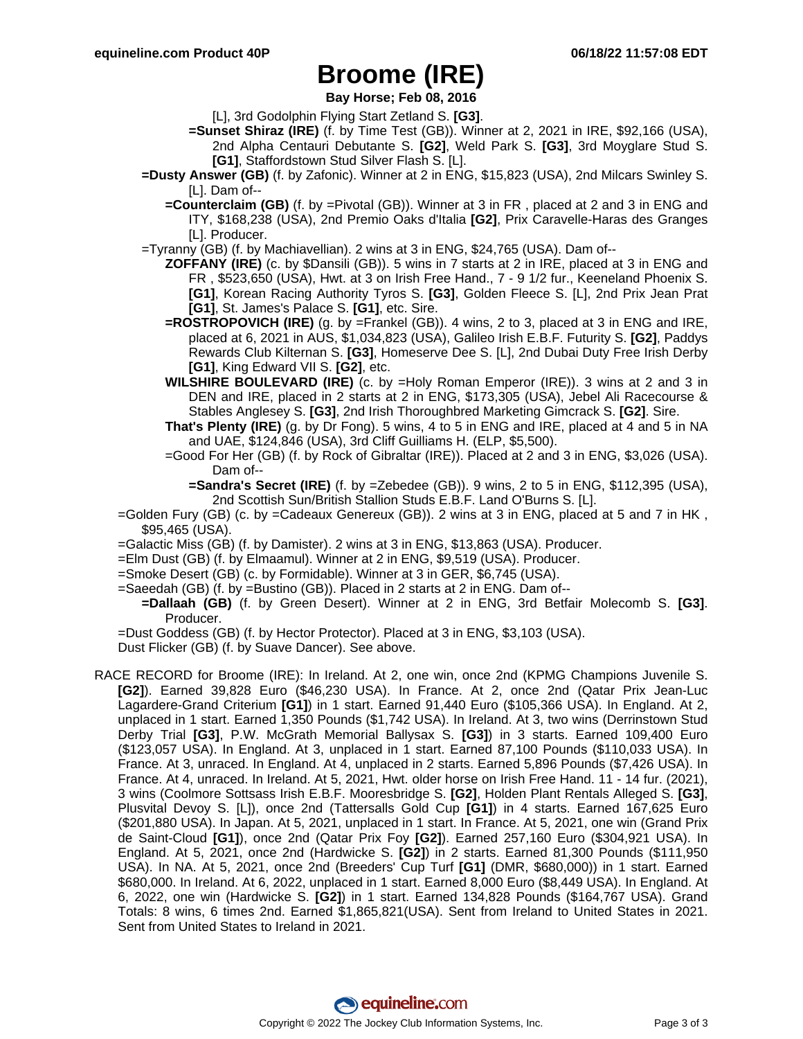# Broome (IRE)

**Bay Horse; Feb 08, 2016**

[L], 3rd Godolphin Flying Start Zetland S. **[G3]**.

**=Sunset Shiraz (IRE)** (f. by Time Test (GB)). Winner at 2, 2021 in IRE, $92,166 (USA), 2nd Alpha Centauri Debutante S. **[G2]**, Weld Park S. **[G3]**, 3rd Moyglare Stud S. **[G1]**, Staffordstown Stud Silver Flash S. [L].

**=Dusty Answer (GB)** (f. by Zafonic). Winner at 2 in ENG, $15,823 (USA), 2nd Milcars Swinley S. [L]. Dam of--

**=Counterclaim (GB)** (f. by =Pivotal (GB)). Winner at 3 in FR , placed at 2 and 3 in ENG and ITY, $168,238 (USA), 2nd Premio Oaks d'Italia **[G2]**, Prix Caravelle-Haras des Granges [L]. Producer.

=Tyranny (GB) (f. by Machiavellian). 2 wins at 3 in ENG, $24,765 (USA). Dam of--

**ZOFFANY (IRE)** (c. by $Dansili (GB)). 5 wins in 7 starts at 2 in IRE, placed at 3 in ENG and FR , $523,650 (USA), Hwt. at 3 on Irish Free Hand., 7 - 9 1/2 fur., Keeneland Phoenix S. **[G1]**, Korean Racing Authority Tyros S. **[G3]**, Golden Fleece S. [L], 2nd Prix Jean Prat **[G1]**, St. James's Palace S. **[G1]**, etc. Sire.

**=ROSTROPOVICH (IRE)** (g. by =Frankel (GB)). 4 wins, 2 to 3, placed at 3 in ENG and IRE, placed at 6, 2021 in AUS, $1,034,823 (USA), Galileo Irish E.B.F. Futurity S. **[G2]**, Paddys Rewards Club Kilternan S. **[G3]**, Homeserve Dee S. [L], 2nd Dubai Duty Free Irish Derby **[G1]**, King Edward VII S. **[G2]**, etc.

**WILSHIRE BOULEVARD (IRE)** (c. by =Holy Roman Emperor (IRE)). 3 wins at 2 and 3 in DEN and IRE, placed in 2 starts at 2 in ENG, $173,305 (USA), Jebel Ali Racecourse & Stables Anglesey S. **[G3]**, 2nd Irish Thoroughbred Marketing Gimcrack S. **[G2]**. Sire.

**That's Plenty (IRE)** (g. by Dr Fong). 5 wins, 4 to 5 in ENG and IRE, placed at 4 and 5 in NA and UAE, $124,846 (USA), 3rd Cliff Guilliams H. (ELP, $5,500).

=Good For Her (GB) (f. by Rock of Gibraltar (IRE)). Placed at 2 and 3 in ENG, $3,026 (USA). Dam of--

**=Sandra's Secret (IRE)** (f. by =Zebedee (GB)). 9 wins, 2 to 5 in ENG, $112,395 (USA), 2nd Scottish Sun/British Stallion Studs E.B.F. Land O'Burns S. [L].

=Golden Fury (GB) (c. by =Cadeaux Genereux (GB)). 2 wins at 3 in ENG, placed at 5 and 7 in HK , $95,465 (USA).

=Galactic Miss (GB) (f. by Damister). 2 wins at 3 in ENG, $13,863 (USA). Producer.

=Elm Dust (GB) (f. by Elmaamul). Winner at 2 in ENG, $9,519 (USA). Producer.

=Smoke Desert (GB) (c. by Formidable). Winner at 3 in GER, $6,745 (USA).

=Saeedah (GB) (f. by =Bustino (GB)). Placed in 2 starts at 2 in ENG. Dam of--

**=Dallaah (GB)** (f. by Green Desert). Winner at 2 in ENG, 3rd Betfair Molecomb S. **[G3]**. Producer.

=Dust Goddess (GB) (f. by Hector Protector). Placed at 3 in ENG, $3,103 (USA).

Dust Flicker (GB) (f. by Suave Dancer). See above.

RACE RECORD for Broome (IRE): In Ireland. At 2, one win, once 2nd (KPMG Champions Juvenile S. **[G2]**). Earned 39,828 Euro ($46,230 USA). In France. At 2, once 2nd (Qatar Prix Jean-Luc Lagardere-Grand Criterium **[G1]**) in 1 start. Earned 91,440 Euro ($105,366 USA). In England. At 2, unplaced in 1 start. Earned 1,350 Pounds ($1,742 USA). In Ireland. At 3, two wins (Derrinstown Stud Derby Trial **[G3]**, P.W. McGrath Memorial Ballysax S. **[G3]**) in 3 starts. Earned 109,400 Euro ($123,057 USA). In England. At 3, unplaced in 1 start. Earned 87,100 Pounds ($110,033 USA). In France. At 3, unraced. In England. At 4, unplaced in 2 starts. Earned 5,896 Pounds ($7,426 USA). In France. At 4, unraced. In Ireland. At 5, 2021, Hwt. older horse on Irish Free Hand. 11 - 14 fur. (2021), 3 wins (Coolmore Sottsass Irish E.B.F. Mooresbridge S. **[G2]**, Holden Plant Rentals Alleged S. **[G3]**, Plusvital Devoy S. [L]), once 2nd (Tattersalls Gold Cup **[G1]**) in 4 starts. Earned 167,625 Euro ($201,880 USA). In Japan. At 5, 2021, unplaced in 1 start. In France. At 5, 2021, one win (Grand Prix de Saint-Cloud **[G1]**), once 2nd (Qatar Prix Foy **[G2]**). Earned 257,160 Euro ($304,921 USA). In England. At 5, 2021, once 2nd (Hardwicke S. **[G2]**) in 2 starts. Earned 81,300 Pounds ($111,950 USA). In NA. At 5, 2021, once 2nd (Breeders' Cup Turf **[G1]** (DMR, $680,000)) in 1 start. Earned $680,000. In Ireland. At 6, 2022, unplaced in 1 start. Earned 8,000 Euro ($8,449 USA). In England. At 6, 2022, one win (Hardwicke S. **[G2]**) in 1 start. Earned 134,828 Pounds ($164,767 USA). Grand Totals: 8 wins, 6 times 2nd. Earned $1,865,821(USA). Sent from Ireland to United States in 2021. Sent from United States to Ireland in 2021.